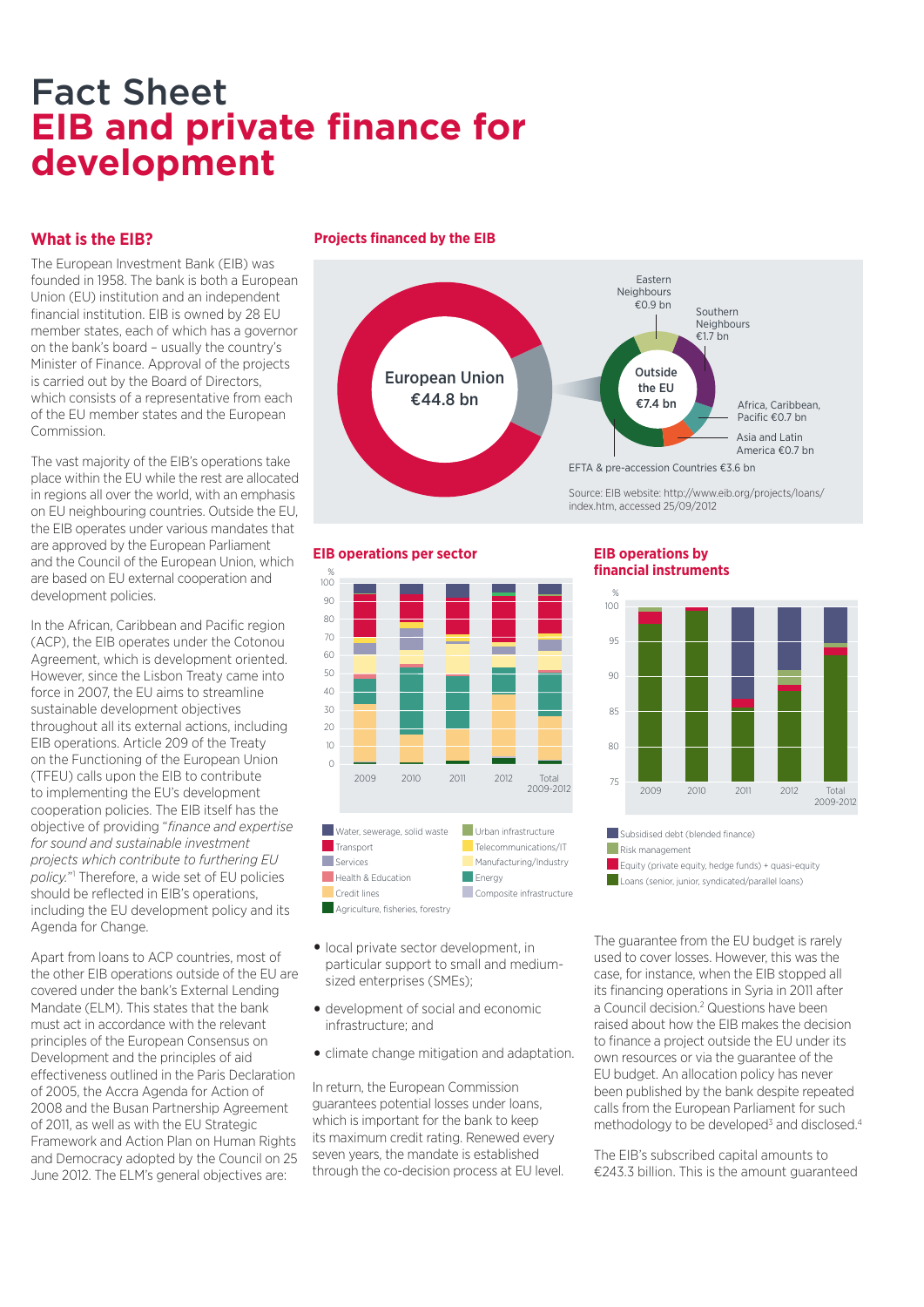# Fact Sheet
# EIB and private finance for development

## What is the EIB?

The European Investment Bank (EIB) was founded in 1958. The bank is both a European Union (EU) institution and an independent financial institution. EIB is owned by 28 EU member states, each of which has a governor on the bank's board – usually the country's Minister of Finance. Approval of the projects is carried out by the Board of Directors, which consists of a representative from each of the EU member states and the European Commission.

The vast majority of the EIB's operations take place within the EU while the rest are allocated in regions all over the world, with an emphasis on EU neighbouring countries. Outside the EU, the EIB operates under various mandates that are approved by the European Parliament and the Council of the European Union, which are based on EU external cooperation and development policies.

In the African, Caribbean and Pacific region (ACP), the EIB operates under the Cotonou Agreement, which is development oriented. However, since the Lisbon Treaty came into force in 2007, the EU aims to streamline sustainable development objectives throughout all its external actions, including EIB operations. Article 209 of the Treaty on the Functioning of the European Union (TFEU) calls upon the EIB to contribute to implementing the EU's development cooperation policies. The EIB itself has the objective of providing "*finance and expertise for sound and sustainable investment projects which contribute to furthering EU policy.*"[1] Therefore, a wide set of EU policies should be reflected in EIB's operations, including the EU development policy and its Agenda for Change.

Apart from loans to ACP countries, most of the other EIB operations outside of the EU are covered under the bank's External Lending Mandate (ELM). This states that the bank must act in accordance with the relevant principles of the European Consensus on Development and the principles of aid effectiveness outlined in the Paris Declaration of 2005, the Accra Agenda for Action of 2008 and the Busan Partnership Agreement of 2011, as well as with the EU Strategic Framework and Action Plan on Human Rights and Democracy adopted by the Council on 25 June 2012. The ELM's general objectives are:

### Projects financed by the EIB

European Union €44.8 bn

Outside the EU €7.4 bn: Eastern Neighbours €0.9 bn; Southern Neighbours €1.7 bn; Africa, Caribbean, Pacific €0.7 bn; Asia and Latin America €0.7 bn; EFTA & pre-access Countries €3.6 bn

Source: EIB website: http://www.eib.org/projects/loans/index.htm, accessed 25/09/2012

### EIB operations per sector

(% ; 2009, 2010, 2011, 2012, Total 2009-2012)

Water, sewerage, solid waste; Transport; Services; Health & Education; Credit lines; Agriculture, fisheries, forestry; Urban infrastructure; Telecommunications/IT; Manufacturing/Industry; Energy; Composite infrastructure

### EIB operations by financial instruments

(% ; 2009, 2010, 2011, 2012, Total 2009-2012)

Subsidised debt (blended finance); Risk management; Equity (private equity, hedge funds) + quasi-equity; Loans (senior, junior, syndicated/parallel loans)

- local private sector development, in particular support to small and medium-sized enterprises (SMEs);
- development of social and economic infrastructure; and
- climate change mitigation and adaptation.

In return, the European Commission guarantees potential losses under loans, which is important for the bank to keep its maximum credit rating. Renewed every seven years, the mandate is established through the co-decision process at EU level.

The guarantee from the EU budget is rarely used to cover losses. However, this was the case, for instance, when the EIB stopped all its financing operations in Syria in 2011 after a Council decision.[2] Questions have been raised about how the EIB makes the decision to finance a project outside the EU under its own resources or via the guarantee of the EU budget. An allocation policy has never been published by the bank despite repeated calls from the European Parliament for such methodology to be developed[3] and disclosed.[4]

The EIB's subscribed capital amounts to €243.3 billion. This is the amount guaranteed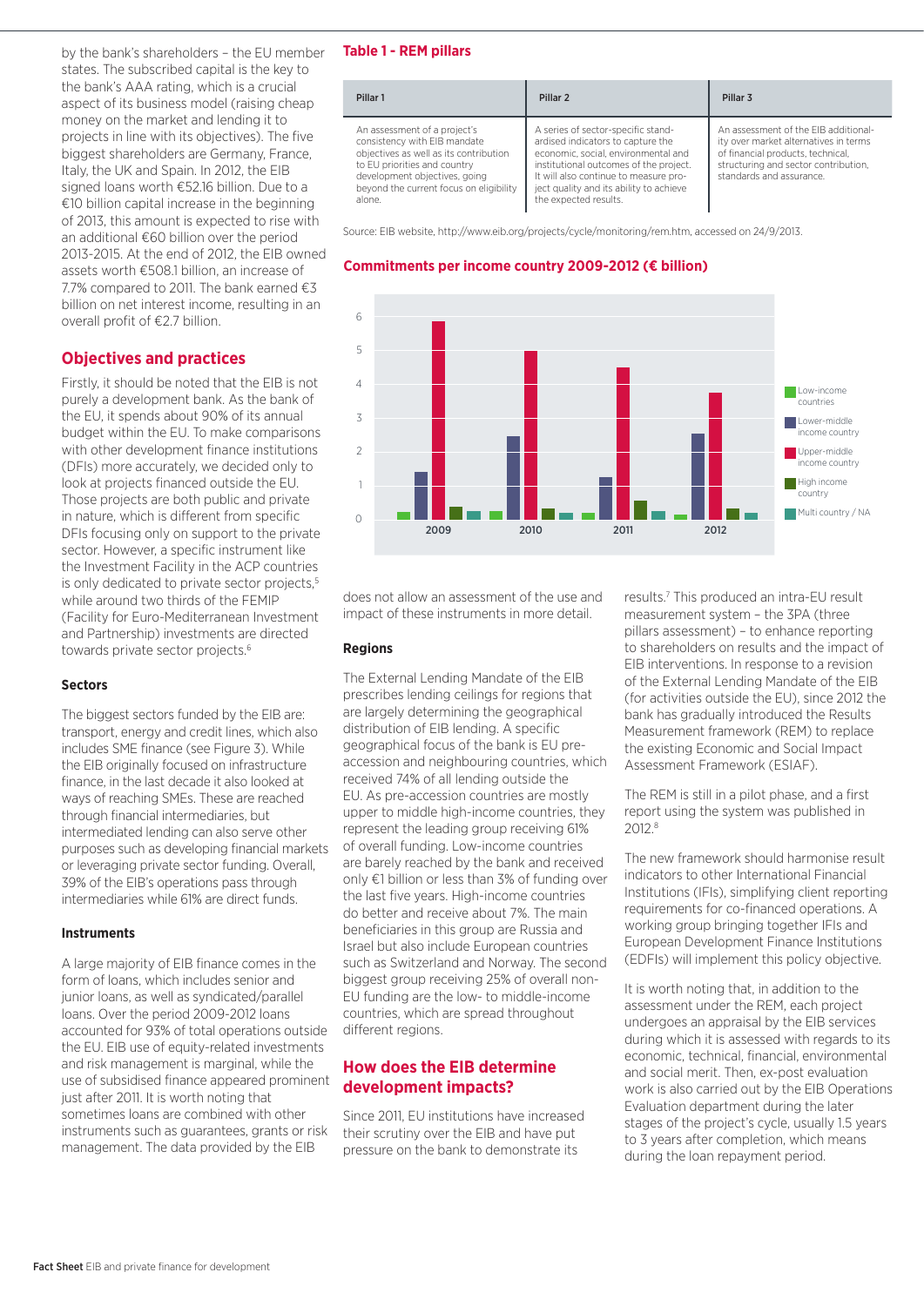by the bank's shareholders – the EU member states. The subscribed capital is the key to the bank's AAA rating, which is a crucial aspect of its business model (raising cheap money on the market and lending it to projects in line with its objectives). The five biggest shareholders are Germany, France, Italy, the UK and Spain. In 2012, the EIB signed loans worth €52.16 billion. Due to a €10 billion capital increase in the beginning of 2013, this amount is expected to rise with an additional €60 billion over the period 2013-2015. At the end of 2012, the EIB owned assets worth €508.1 billion, an increase of 7.7% compared to 2011. The bank earned €3 billion on net interest income, resulting in an overall profit of €2.7 billion.

## Objectives and practices

Firstly, it should be noted that the EIB is not purely a development bank. As the bank of the EU, it spends about 90% of its annual budget within the EU. To make comparisons with other development finance institutions (DFIs) more accurately, we decided only to look at projects financed outside the EU. Those projects are both public and private in nature, which is different from specific DFIs focusing only on support to the private sector. However, a specific instrument like the Investment Facility in the ACP countries is only dedicated to private sector projects,[5] while around two thirds of the FEMIP (Facility for Euro-Mediterranean Investment and Partnership) investments are directed towards private sector projects.[6]

### Sectors

The biggest sectors funded by the EIB are: transport, energy and credit lines, which also includes SME finance (see Figure 3). While the EIB originally focused on infrastructure finance, in the last decade it also looked at ways of reaching SMEs. These are reached through financial intermediaries, but intermediated lending can also serve other purposes such as developing financial markets or leveraging private sector funding. Overall, 39% of the EIB's operations pass through intermediaries while 61% are direct funds.

### Instruments

A large majority of EIB finance comes in the form of loans, which includes senior and junior loans, as well as syndicated/parallel loans. Over the period 2009-2012 loans accounted for 93% of total operations outside the EU. EIB use of equity-related investments and risk management is marginal, while the use of subsidised finance appeared prominent just after 2011. It is worth noting that sometimes loans are combined with other instruments such as guarantees, grants or risk management. The data provided by the EIB does not allow an assessment of the use and impact of these instruments in more detail.

**Table 1 - REM pillars**

| Pillar 1 | Pillar 2 | Pillar 3 |
|---|---|---|
| An assessment of a project's consistency with EIB mandate objectives as well as its contribution to EU priorities and country development objectives, going beyond the current focus on eligibility alone. | A series of sector-specific standardised indicators to capture the economic, social, environmental and institutional outcomes of the project. It will also continue to measure project quality and its ability to achieve the expected results. | An assessment of the EIB additionality over market alternatives in terms of financial products, technical, structuring and sector contribution, standards and assurance. |

Source: EIB website, http://www.eib.org/projects/cycle/monitoring/rem.htm, accessed on 24/9/2013.

**Commitments per income country 2009-2012 (€ billion)**

| Year | Low-income countries | Lower-middle income country | Upper-middle income country | High income country | Multi country / NA |
|---|---|---|---|---|---|
| 2009 | 0.2 | 1.4 | 5.9 | 0.4 | 0.3 |
| 2010 | 0.3 | 2.5 | 5.0 | 0.3 | 0.2 |
| 2011 | 0.2 | 1.3 | 4.6 | 0.6 | 0.3 |
| 2012 | 0.1 | 2.6 | 3.8 | 0.3 | 0.2 |

### Regions

The External Lending Mandate of the EIB prescribes lending ceilings for regions that are largely determining the geographical distribution of EIB lending. A specific geographical focus of the bank is EU pre-accession and neighbouring countries, which received 74% of all lending outside the EU. As pre-accession countries are mostly upper to middle high-income countries, they represent the leading group receiving 61% of overall funding. Low-income countries are barely reached by the bank and received only €1 billion or less than 3% of funding over the last five years. High-income countries do better and receive about 7%. The main beneficiaries in this group are Russia and Israel but also include European countries such as Switzerland and Norway. The second biggest group receiving 25% of overall non-EU funding are the low- to middle-income countries, which are spread throughout different regions.

## How does the EIB determine development impacts?

Since 2011, EU institutions have increased their scrutiny over the EIB and have put pressure on the bank to demonstrate its results.[7] This produced an intra-EU result measurement system – the 3PA (three pillars assessment) – to enhance reporting to shareholders on results and the impact of EIB interventions. In response to a revision of the External Lending Mandate of the EIB (for activities outside the EU), since 2012 the bank has gradually introduced the Results Measurement framework (REM) to replace the existing Economic and Social Impact Assessment Framework (ESIAF).

The REM is still in a pilot phase, and a first report using the system was published in 2012.[8]

The new framework should harmonise result indicators to other International Financial Institutions (IFIs), simplifying client reporting requirements for co-financed operations. A working group bringing together IFIs and European Development Finance Institutions (EDFIs) will implement this policy objective.

It is worth noting that, in addition to the assessment under the REM, each project undergoes an appraisal by the EIB services during which it is assessed with regards to its economic, technical, financial, environmental and social merit. Then, ex-post evaluation work is also carried out by the EIB Operations Evaluation department during the later stages of the project's cycle, usually 1.5 years to 3 years after completion, which means during the loan repayment period.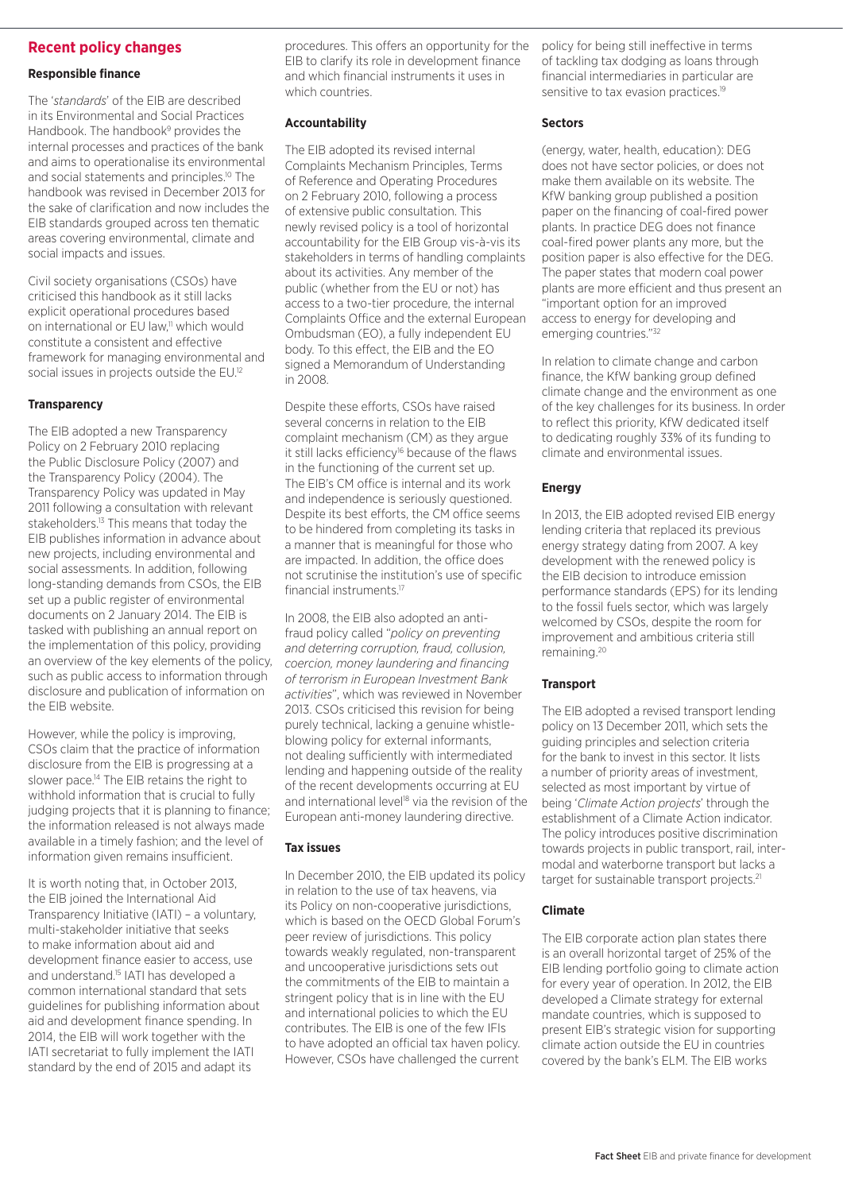## Recent policy changes

### Responsible finance

The '*standards*' of the EIB are described in its Environmental and Social Practices Handbook. The handbook[9] provides the internal processes and practices of the bank and aims to operationalise its environmental and social statements and principles.[10] The handbook was revised in December 2013 for the sake of clarification and now includes the EIB standards grouped across ten thematic areas covering environmental, climate and social impacts and issues.

Civil society organisations (CSOs) have criticised this handbook as it still lacks explicit operational procedures based on international or EU law,[11] which would constitute a consistent and effective framework for managing environmental and social issues in projects outside the EU.[12]

### Transparency

The EIB adopted a new Transparency Policy on 2 February 2010 replacing the Public Disclosure Policy (2007) and the Transparency Policy (2004). The Transparency Policy was updated in May 2011 following a consultation with relevant stakeholders.[13] This means that today the EIB publishes information in advance about new projects, including environmental and social assessments. In addition, following long-standing demands from CSOs, the EIB set up a public register of environmental documents on 2 January 2014. The EIB is tasked with publishing an annual report on the implementation of this policy, providing an overview of the key elements of the policy, such as public access to information through disclosure and publication of information on the EIB website.

However, while the policy is improving, CSOs claim that the practice of information disclosure from the EIB is progressing at a slower pace.[14] The EIB retains the right to withhold information that is crucial to fully judging projects that it is planning to finance; the information released is not always made available in a timely fashion; and the level of information given remains insufficient.

It is worth noting that, in October 2013, the EIB joined the International Aid Transparency Initiative (IATI) – a voluntary, multi-stakeholder initiative that seeks to make information about aid and development finance easier to access, use and understand.[15] IATI has developed a common international standard that sets guidelines for publishing information about aid and development finance spending. In 2014, the EIB will work together with the IATI secretariat to fully implement the IATI standard by the end of 2015 and adapt its procedures. This offers an opportunity for the EIB to clarify its role in development finance and which financial instruments it uses in which countries.

### Accountability

The EIB adopted its revised internal Complaints Mechanism Principles, Terms of Reference and Operating Procedures on 2 February 2010, following a process of extensive public consultation. This newly revised policy is a tool of horizontal accountability for the EIB Group vis-à-vis its stakeholders in terms of handling complaints about its activities. Any member of the public (whether from the EU or not) has access to a two-tier procedure, the internal Complaints Office and the external European Ombudsman (EO), a fully independent EU body. To this effect, the EIB and the EO signed a Memorandum of Understanding in 2008.

Despite these efforts, CSOs have raised several concerns in relation to the EIB complaint mechanism (CM) as they argue it still lacks efficiency[16] because of the flaws in the functioning of the current set up. The EIB's CM office is internal and its work and independence is seriously questioned. Despite its best efforts, the CM office seems to be hindered from completing its tasks in a manner that is meaningful for those who are impacted. In addition, the office does not scrutinise the institution's use of specific financial instruments.[17]

In 2008, the EIB also adopted an anti-fraud policy called "*policy on preventing and deterring corruption, fraud, collusion, coercion, money laundering and financing of terrorism in European Investment Bank activities*", which was reviewed in November 2013. CSOs criticised this revision for being purely technical, lacking a genuine whistle-blowing policy for external informants, not dealing sufficiently with intermediated lending and happening outside of the reality of the recent developments occurring at EU and international level[18] via the revision of the European anti-money laundering directive.

### Tax issues

In December 2010, the EIB updated its policy in relation to the use of tax heavens, via its Policy on non-cooperative jurisdictions, which is based on the OECD Global Forum's peer review of jurisdictions. This policy towards weakly regulated, non-transparent and uncooperative jurisdictions sets out the commitments of the EIB to maintain a stringent policy that is in line with the EU and international policies to which the EU contributes. The EIB is one of the few IFIs to have adopted an official tax haven policy. However, CSOs have challenged the current policy for being still ineffective in terms of tackling tax dodging as loans through financial intermediaries in particular are sensitive to tax evasion practices.[19]

### Sectors

(energy, water, health, education): DEG does not have sector policies, or does not make them available on its website. The KfW banking group published a position paper on the financing of coal-fired power plants. In practice DEG does not finance coal-fired power plants any more, but the position paper is also effective for the DEG. The paper states that modern coal power plants are more efficient and thus present an "important option for an improved access to energy for developing and emerging countries."[32]

In relation to climate change and carbon finance, the KfW banking group defined climate change and the environment as one of the key challenges for its business. In order to reflect this priority, KfW dedicated itself to dedicating roughly 33% of its funding to climate and environmental issues.

### Energy

In 2013, the EIB adopted revised EIB energy lending criteria that replaced its previous energy strategy dating from 2007. A key development with the renewed policy is the EIB decision to introduce emission performance standards (EPS) for its lending to the fossil fuels sector, which was largely welcomed by CSOs, despite the room for improvement and ambitious criteria still remaining.[20]

### Transport

The EIB adopted a revised transport lending policy on 13 December 2011, which sets the guiding principles and selection criteria for the bank to invest in this sector. It lists a number of priority areas of investment, selected as most important by virtue of being '*Climate Action projects*' through the establishment of a Climate Action indicator. The policy introduces positive discrimination towards projects in public transport, rail, inter-modal and waterborne transport but lacks a target for sustainable transport projects.[21]

### Climate

The EIB corporate action plan states there is an overall horizontal target of 25% of the EIB lending portfolio going to climate action for every year of operation. In 2012, the EIB developed a Climate strategy for external mandate countries, which is supposed to present EIB's strategic vision for supporting climate action outside the EU in countries covered by the bank's ELM. The EIB works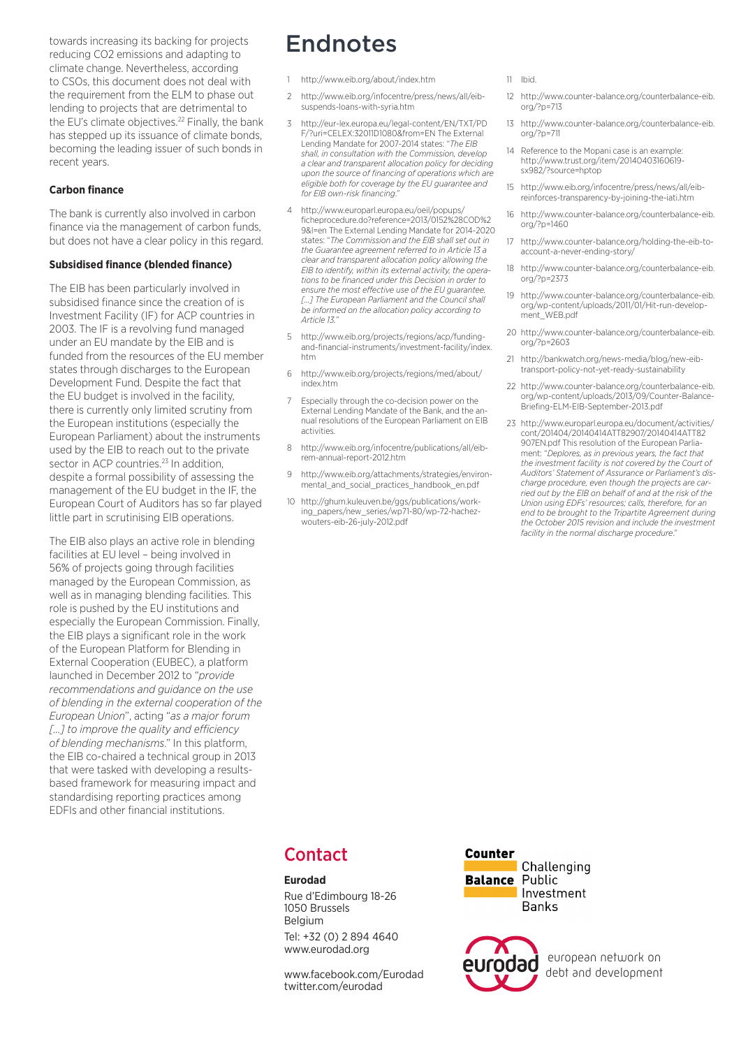towards increasing its backing for projects reducing $CO_2$ emissions and adapting to climate change. Nevertheless, according to CSOs, this document does not deal with the requirement from the ELM to phase out lending to projects that are detrimental to the EU's climate objectives.[22] Finally, the bank has stepped up its issuance of climate bonds, becoming the leading issuer of such bonds in recent years.

**Carbon finance**

The bank is currently also involved in carbon finance via the management of carbon funds, but does not have a clear policy in this regard.

**Subsidised finance (blended finance)**

The EIB has been particularly involved in subsidised finance since the creation of is Investment Facility (IF) for ACP countries in 2003. The IF is a revolving fund managed under an EU mandate by the EIB and is funded from the resources of the EU member states through discharges to the European Development Fund. Despite the fact that the EU budget is involved in the facility, there is currently only limited scrutiny from the European institutions (especially the European Parliament) about the instruments used by the EIB to reach out to the private sector in ACP countries.[23] In addition, despite a formal possibility of assessing the management of the EU budget in the IF, the European Court of Auditors has so far played little part in scrutinising EIB operations.

The EIB also plays an active role in blending facilities at EU level – being involved in 56% of projects going through facilities managed by the European Commission, as well as in managing blending facilities. This role is pushed by the EU institutions and especially the European Commission. Finally, the EIB plays a significant role in the work of the European Platform for Blending in External Cooperation (EUBEC), a platform launched in December 2012 to "*provide recommendations and guidance on the use of blending in the external cooperation of the European Union*", acting "*as a major forum […] to improve the quality and efficiency of blending mechanisms*." In this platform, the EIB co-chaired a technical group in 2013 that were tasked with developing a results-based framework for measuring impact and standardising reporting practices among EDFIs and other financial institutions.

# Endnotes

1. http://www.eib.org/about/index.htm
2. http://www.eib.org/infocentre/press/news/all/eib-suspends-loans-with-syria.htm
3. http://eur-lex.europa.eu/legal-content/EN/TXT/PDF/?uri=CELEX:32011D1080&from=EN The External Lending Mandate for 2007-2014 states: "*The EIB shall, in consultation with the Commission, develop a clear and transparent allocation policy for deciding upon the source of financing of operations which are eligible both for coverage by the EU guarantee and for EIB own-risk financing.*"
4. http://www.europarl.europa.eu/oeil/popups/ficheprocedure.do?reference=2013/0152%28COD%29&l=en The External Lending Mandate for 2014-2020 states: "*The Commission and the EIB shall set out in the Guarantee agreement referred to in Article 13 a clear and transparent allocation policy allowing the EIB to identify, within its external activity, the operations to be financed under this Decision in order to ensure the most effective use of the EU guarantee. […] The European Parliament and the Council shall be informed on the allocation policy according to Article 13.*"
5. http://www.eib.org/projects/regions/acp/funding-and-financial-instruments/investment-facility/index.htm
6. http://www.eib.org/projects/regions/med/about/index.htm
7. Especially through the co-decision power on the External Lending Mandate of the Bank, and the annual resolutions of the European Parliament on EIB activities.
8. http://www.eib.org/infocentre/publications/all/eib-rem-annual-report-2012.htm
9. http://www.eib.org/attachments/strategies/environmental_and_social_practices_handbook_en.pdf
10. http://ghum.kuleuven.be/ggs/publications/working_papers/new_series/wp71-80/wp-72-hachez-wouters-eib-26-july-2012.pdf
11. Ibid.
12. http://www.counter-balance.org/counterbalance-eib.org/?p=713
13. http://www.counter-balance.org/counterbalance-eib.org/?p=711
14. Reference to the Mopani case is an example: http://www.trust.org/item/20140403160619-sx982/?source=hptop
15. http://www.eib.org/infocentre/press/news/all/eib-reinforces-transparency-by-joining-the-iati.htm
16. http://www.counter-balance.org/counterbalance-eib.org/?p=1460
17. http://www.counter-balance.org/holding-the-eib-to-account-a-never-ending-story/
18. http://www.counter-balance.org/counterbalance-eib.org/?p=2373
19. http://www.counter-balance.org/counterbalance-eib.org/wp-content/uploads/2011/01/Hit-run-development_WEB.pdf
20. http://www.counter-balance.org/counterbalance-eib.org/?p=2603
21. http://bankwatch.org/news-media/blog/new-eib-transport-policy-not-yet-ready-sustainability
22. http://www.counter-balance.org/counterbalance-eib.org/wp-content/uploads/2013/09/Counter-Balance-Briefing-ELM-EIB-September-2013.pdf
23. http://www.europarl.europa.eu/document/activities/cont/201404/20140414ATT82907/20140414ATT82907EN.pdf This resolution of the European Parliament: "*Deplores, as in previous years, the fact that the investment facility is not covered by the Court of Auditors' Statement of Assurance or Parliament's discharge procedure, even though the projects are carried out by the EIB on behalf of and at the risk of the Union using EDFs' resources; calls, therefore, for an end to be brought to the Tripartite Agreement during the October 2015 revision and include the investment facility in the normal discharge procedure.*"

## Contact

**Eurodad**

Rue d'Edimbourg 18-26
1050 Brussels
Belgium

Tel: +32 (0) 2 894 4640
www.eurodad.org

www.facebook.com/Eurodad
twitter.com/eurodad

Counter Balance – Challenging Public Investment Banks

eurodad – european network on debt and development